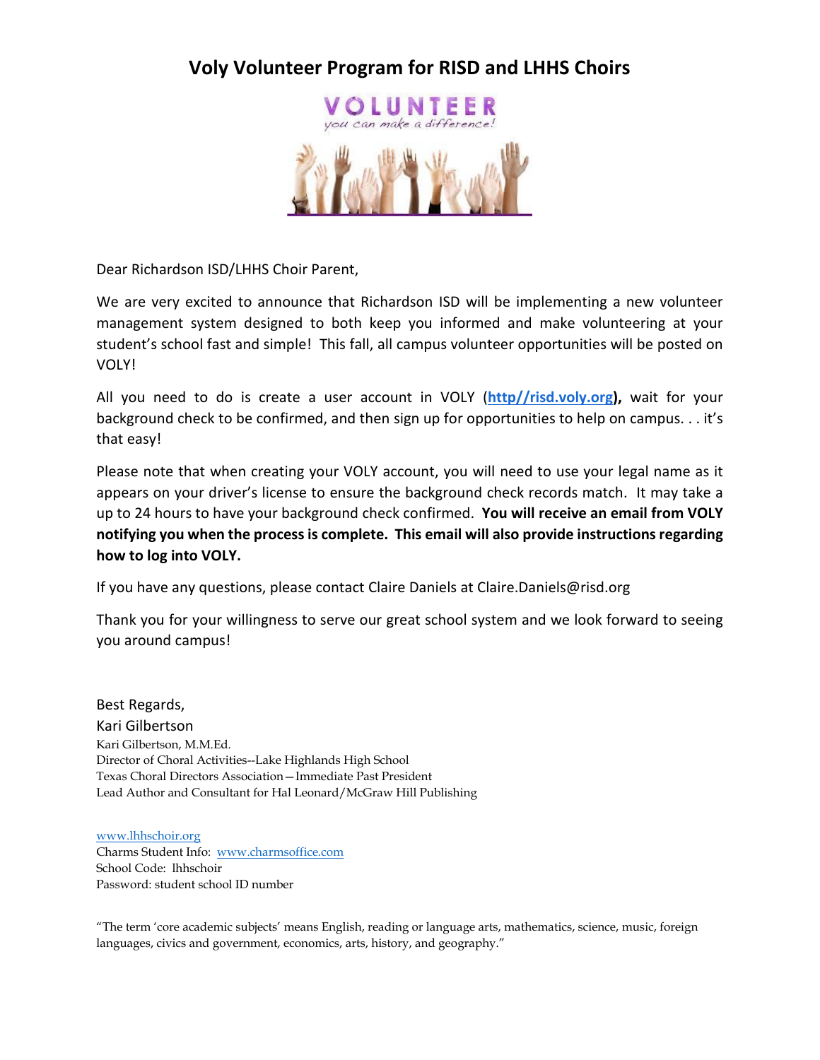# Voly Volunteer Program for RISD and LHHS Choirs

Dear Richardson ISD/LHHS Choir Parent,

We are very excited to announce that Richardson ISD will be implementing a new volunteer management system designed to both keep you informed and make volunteering at your student's school fast and simple! This fall, all campus volunteer opportunities will be posted on VOLY!

All you need to do is create a user account in VOLY (**http//risd.voly.org**), wait for your background check to be confirmed, and then sign up for opportunities to help on campus. . . it's that easy!

Please note that when creating your VOLY account, you will need to use your legal name as it appears on your driver's license to ensure the background check records match. It may take a up to 24 hours to have your background check confirmed. **You will receive an email from VOLY notifying you when the process is complete. This email will also provide instructions regarding how to log into VOLY.**

If you have any questions, please contact Claire Daniels at Claire.Daniels@risd.org

Thank you for your willingness to serve our great school system and we look forward to seeing you around campus!

Best Regards,
Kari Gilbertson
Kari Gilbertson, M.M.Ed.
Director of Choral Activities--Lake Highlands High School
Texas Choral Directors Association—Immediate Past President
Lead Author and Consultant for Hal Leonard/McGraw Hill Publishing

www.lhhschoir.org
Charms Student Info: www.charmsoffice.com
School Code: lhhschoir
Password: student school ID number

"The term 'core academic subjects' means English, reading or language arts, mathematics, science, music, foreign languages, civics and government, economics, arts, history, and geography."